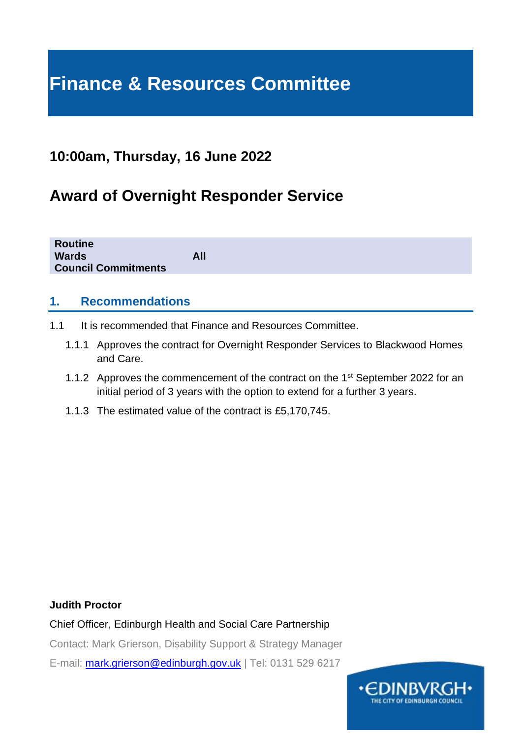# Finance & Resources Committee

## 10:00am, Thursday, 16 June 2022

## Award of Overnight Responder Service

| | |
|---|---|
| **Routine** | |
| **Wards** | **All** |
| **Council Commitments** | |

## 1. Recommendations

1.1 It is recommended that Finance and Resources Committee.

1.1.1 Approves the contract for Overnight Responder Services to Blackwood Homes and Care.

1.1.2 Approves the commencement of the contract on the 1st September 2022 for an initial period of 3 years with the option to extend for a further 3 years.

1.1.3 The estimated value of the contract is £5,170,745.

**Judith Proctor**

Chief Officer, Edinburgh Health and Social Care Partnership

Contact: Mark Grierson, Disability Support & Strategy Manager

E-mail: mark.grierson@edinburgh.gov.uk | Tel: 0131 529 6217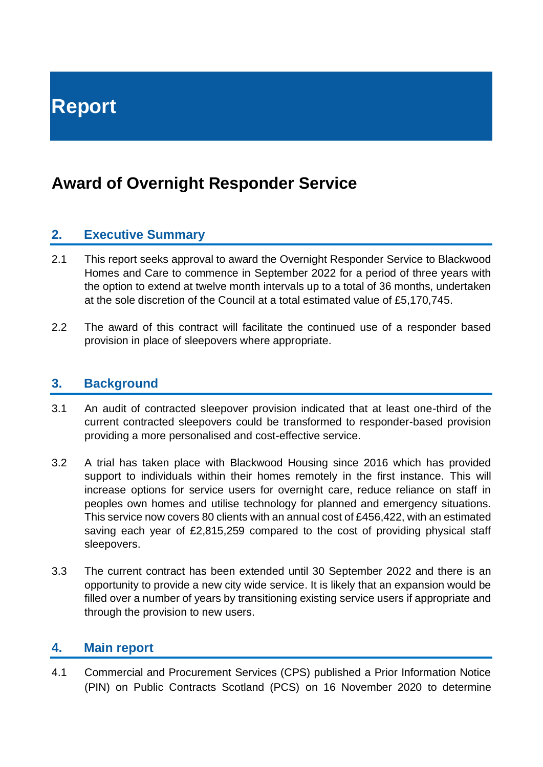# Report

## Award of Overnight Responder Service

### 2. Executive Summary

2.1 This report seeks approval to award the Overnight Responder Service to Blackwood Homes and Care to commence in September 2022 for a period of three years with the option to extend at twelve month intervals up to a total of 36 months, undertaken at the sole discretion of the Council at a total estimated value of £5,170,745.

2.2 The award of this contract will facilitate the continued use of a responder based provision in place of sleepovers where appropriate.

### 3. Background

3.1 An audit of contracted sleepover provision indicated that at least one-third of the current contracted sleepovers could be transformed to responder-based provision providing a more personalised and cost-effective service.

3.2 A trial has taken place with Blackwood Housing since 2016 which has provided support to individuals within their homes remotely in the first instance. This will increase options for service users for overnight care, reduce reliance on staff in peoples own homes and utilise technology for planned and emergency situations. This service now covers 80 clients with an annual cost of £456,422, with an estimated saving each year of £2,815,259 compared to the cost of providing physical staff sleepovers.

3.3 The current contract has been extended until 30 September 2022 and there is an opportunity to provide a new city wide service. It is likely that an expansion would be filled over a number of years by transitioning existing service users if appropriate and through the provision to new users.

### 4. Main report

4.1 Commercial and Procurement Services (CPS) published a Prior Information Notice (PIN) on Public Contracts Scotland (PCS) on 16 November 2020 to determine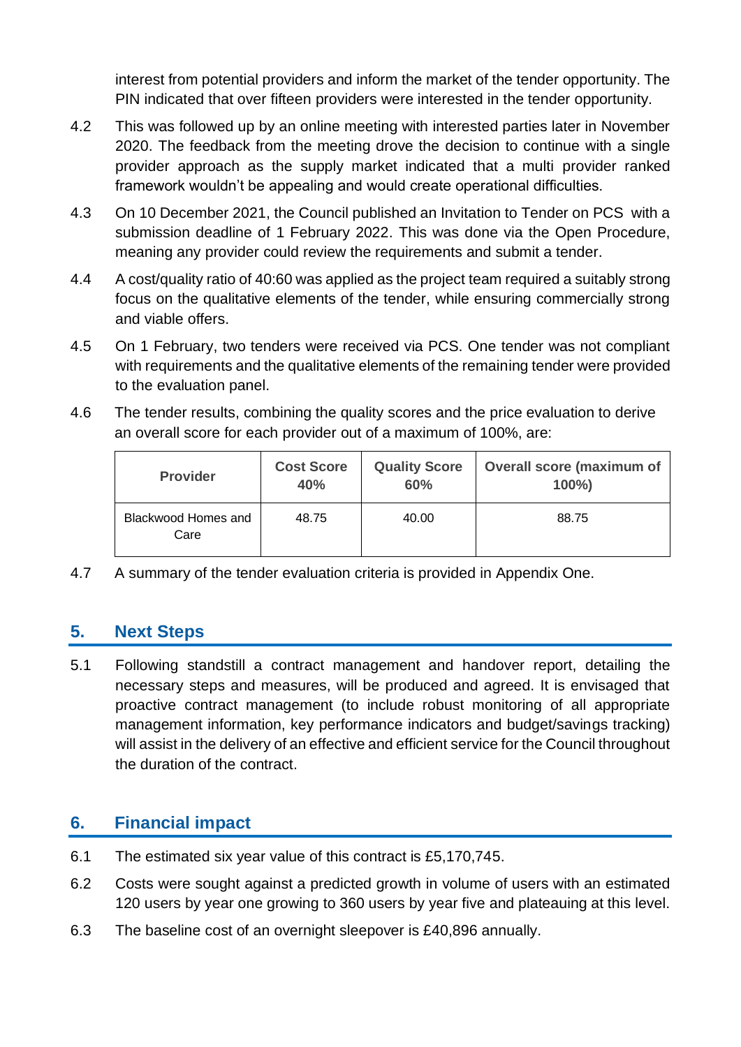interest from potential providers and inform the market of the tender opportunity. The PIN indicated that over fifteen providers were interested in the tender opportunity.

4.2 This was followed up by an online meeting with interested parties later in November 2020. The feedback from the meeting drove the decision to continue with a single provider approach as the supply market indicated that a multi provider ranked framework wouldn't be appealing and would create operational difficulties.

4.3 On 10 December 2021, the Council published an Invitation to Tender on PCS with a submission deadline of 1 February 2022. This was done via the Open Procedure, meaning any provider could review the requirements and submit a tender.

4.4 A cost/quality ratio of 40:60 was applied as the project team required a suitably strong focus on the qualitative elements of the tender, while ensuring commercially strong and viable offers.

4.5 On 1 February, two tenders were received via PCS. One tender was not compliant with requirements and the qualitative elements of the remaining tender were provided to the evaluation panel.

4.6 The tender results, combining the quality scores and the price evaluation to derive an overall score for each provider out of a maximum of 100%, are:

| Provider | Cost Score 40% | Quality Score 60% | Overall score (maximum of 100%) |
|---|---|---|---|
| Blackwood Homes and Care | 48.75 | 40.00 | 88.75 |

4.7 A summary of the tender evaluation criteria is provided in Appendix One.

## 5. Next Steps

5.1 Following standstill a contract management and handover report, detailing the necessary steps and measures, will be produced and agreed. It is envisaged that proactive contract management (to include robust monitoring of all appropriate management information, key performance indicators and budget/savings tracking) will assist in the delivery of an effective and efficient service for the Council throughout the duration of the contract.

## 6. Financial impact

6.1 The estimated six year value of this contract is £5,170,745.

6.2 Costs were sought against a predicted growth in volume of users with an estimated 120 users by year one growing to 360 users by year five and plateauing at this level.

6.3 The baseline cost of an overnight sleepover is £40,896 annually.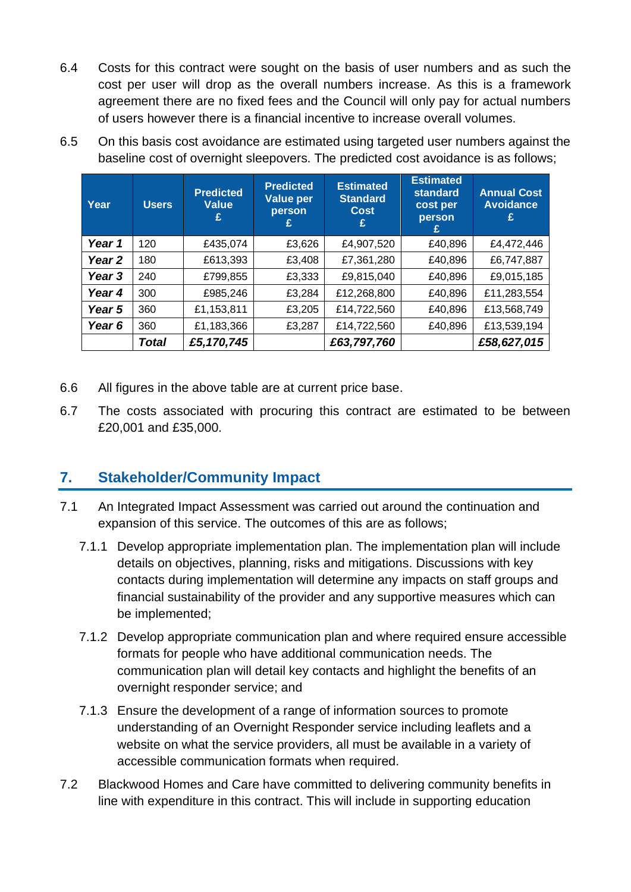6.4 Costs for this contract were sought on the basis of user numbers and as such the cost per user will drop as the overall numbers increase. As this is a framework agreement there are no fixed fees and the Council will only pay for actual numbers of users however there is a financial incentive to increase overall volumes.

6.5 On this basis cost avoidance are estimated using targeted user numbers against the baseline cost of overnight sleepovers. The predicted cost avoidance is as follows;

| Year | Users | Predicted Value £ | Predicted Value per person £ | Estimated Standard Cost £ | Estimated standard cost per person £ | Annual Cost Avoidance £ |
|---|---|---|---|---|---|---|
| ***Year 1*** | 120 | £435,074 | £3,626 | £4,907,520 | £40,896 | £4,472,446 |
| ***Year 2*** | 180 | £613,393 | £3,408 | £7,361,280 | £40,896 | £6,747,887 |
| ***Year 3*** | 240 | £799,855 | £3,333 | £9,815,040 | £40,896 | £9,015,185 |
| ***Year 4*** | 300 | £985,246 | £3,284 | £12,268,800 | £40,896 | £11,283,554 |
| ***Year 5*** | 360 | £1,153,811 | £3,205 | £14,722,560 | £40,896 | £13,568,749 |
| ***Year 6*** | 360 | £1,183,366 | £3,287 | £14,722,560 | £40,896 | £13,539,194 |
| | ***Total*** | ***£5,170,745*** | | ***£63,797,760*** | | ***£58,627,015*** |

6.6 All figures in the above table are at current price base.

6.7 The costs associated with procuring this contract are estimated to be between £20,001 and £35,000.

## 7. Stakeholder/Community Impact

7.1 An Integrated Impact Assessment was carried out around the continuation and expansion of this service. The outcomes of this are as follows;

7.1.1 Develop appropriate implementation plan. The implementation plan will include details on objectives, planning, risks and mitigations. Discussions with key contacts during implementation will determine any impacts on staff groups and financial sustainability of the provider and any supportive measures which can be implemented;

7.1.2 Develop appropriate communication plan and where required ensure accessible formats for people who have additional communication needs. The communication plan will detail key contacts and highlight the benefits of an overnight responder service; and

7.1.3 Ensure the development of a range of information sources to promote understanding of an Overnight Responder service including leaflets and a website on what the service providers, all must be available in a variety of accessible communication formats when required.

7.2 Blackwood Homes and Care have committed to delivering community benefits in line with expenditure in this contract. This will include in supporting education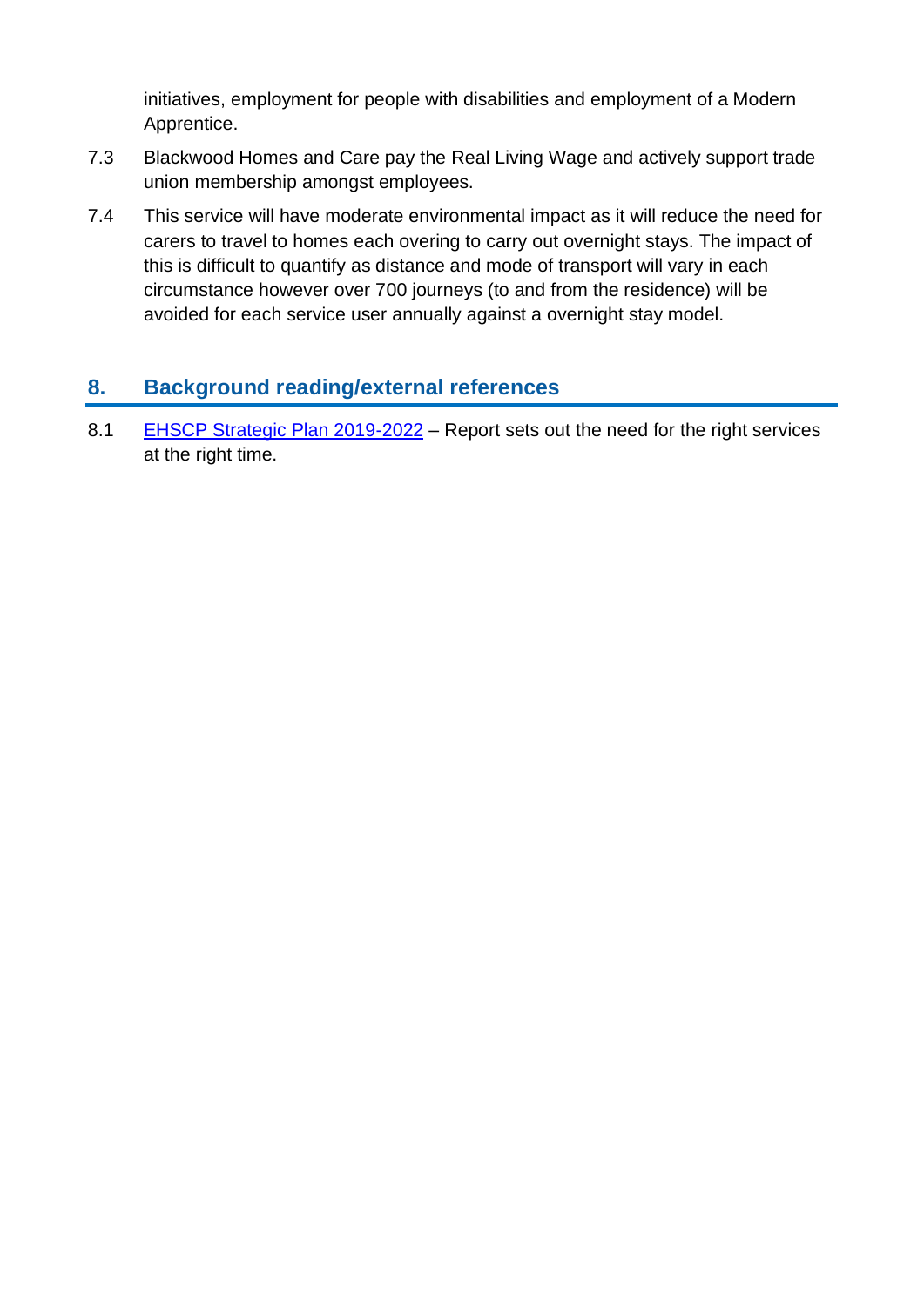initiatives, employment for people with disabilities and employment of a Modern Apprentice.

7.3 Blackwood Homes and Care pay the Real Living Wage and actively support trade union membership amongst employees.

7.4 This service will have moderate environmental impact as it will reduce the need for carers to travel to homes each overing to carry out overnight stays. The impact of this is difficult to quantify as distance and mode of transport will vary in each circumstance however over 700 journeys (to and from the residence) will be avoided for each service user annually against a overnight stay model.

## 8. Background reading/external references

8.1 EHSCP Strategic Plan 2019-2022 – Report sets out the need for the right services at the right time.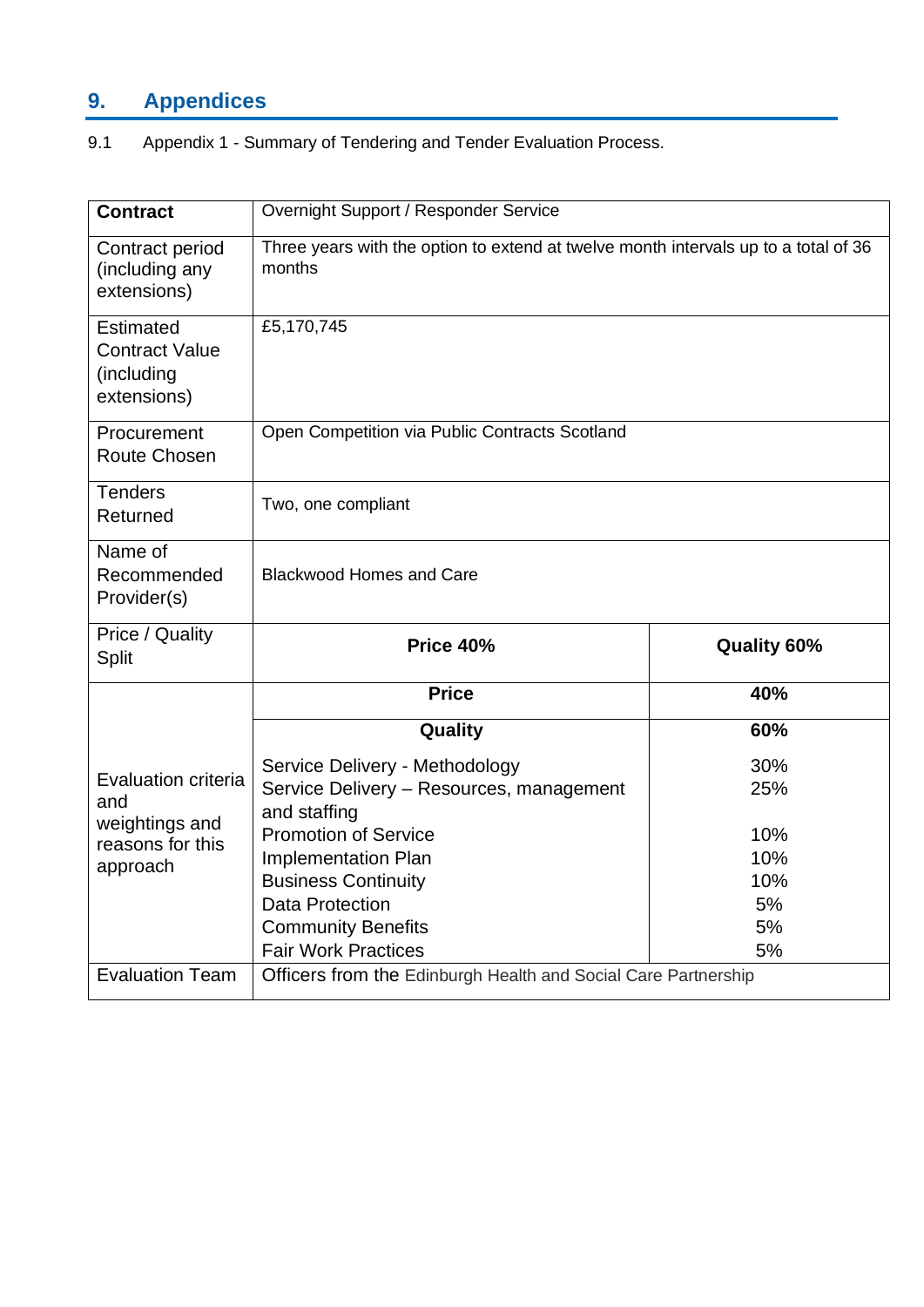## 9. Appendices

9.1 Appendix 1 - Summary of Tendering and Tender Evaluation Process.

| | | |
|---|---|---|
| **Contract** | Overnight Support / Responder Service | |
| Contract period (including any extensions) | Three years with the option to extend at twelve month intervals up to a total of 36 months | |
| Estimated Contract Value (including extensions) | £5,170,745 | |
| Procurement Route Chosen | Open Competition via Public Contracts Scotland | |
| Tenders Returned | Two, one compliant | |
| Name of Recommended Provider(s) | Blackwood Homes and Care | |
| Price / Quality Split | **Price 40%** | **Quality 60%** |
| Evaluation criteria and weightings and reasons for this approach | **Price** | **40%** |
| | **Quality** | **60%** |
| | Service Delivery - Methodology | 30% |
| | Service Delivery – Resources, management and staffing | 25% |
| | Promotion of Service | 10% |
| | Implementation Plan | 10% |
| | Business Continuity | 10% |
| | Data Protection | 5% |
| | Community Benefits | 5% |
| | Fair Work Practices | 5% |
| Evaluation Team | Officers from the Edinburgh Health and Social Care Partnership | |